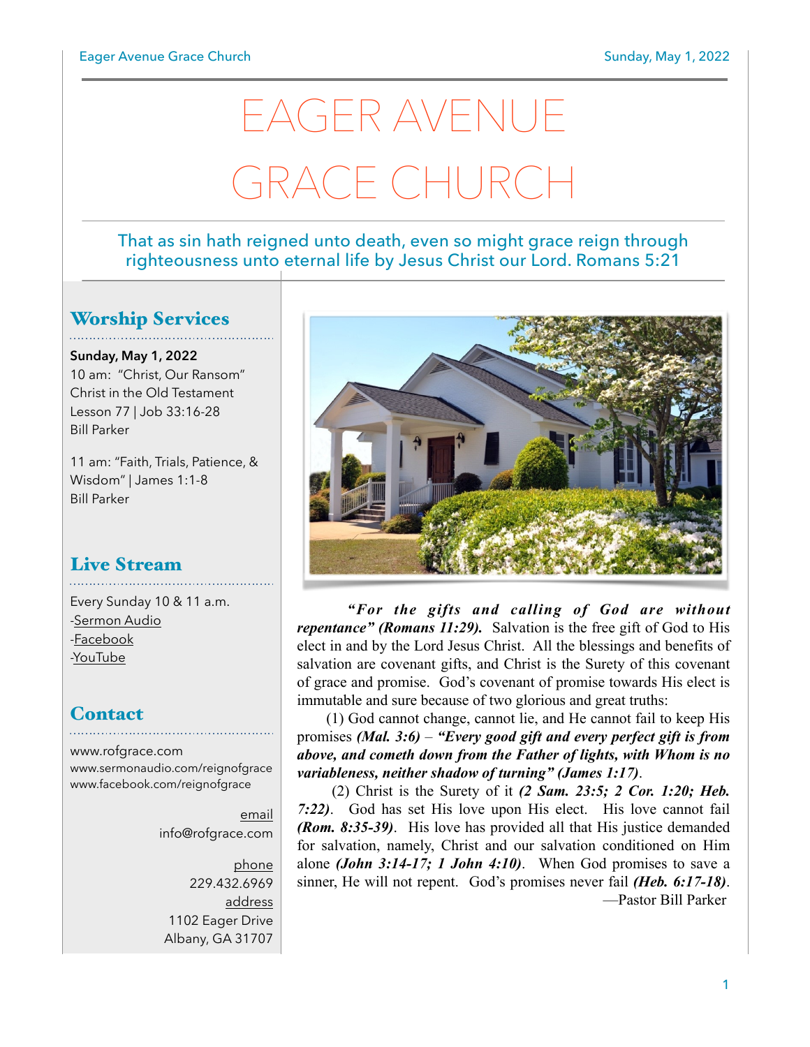# EAGER AVENUE GRACE CHURCH

That as sin hath reigned unto death, even so might grace reign through righteousness unto eternal life by Jesus Christ our Lord. Romans 5:21

## Worship Services

**Sunday, May 1, 2022**
10 am: "Christ, Our Ransom"
Christ in the Old Testament
Lesson 77 | Job 33:16-28
Bill Parker

11 am: "Faith, Trials, Patience, & Wisdom" | James 1:1-8
Bill Parker

## Live Stream

Every Sunday 10 & 11 a.m.
-Sermon Audio
-Facebook
-YouTube

## Contact

www.rofgrace.com
www.sermonaudio.com/reignofgrace
www.facebook.com/reignofgrace

email
info@rofgrace.com

phone
229.432.6969

address
1102 Eager Drive
Albany, GA 31707

***"For the gifts and calling of God are without repentance" (Romans 11:29).*** Salvation is the free gift of God to His elect in and by the Lord Jesus Christ. All the blessings and benefits of salvation are covenant gifts, and Christ is the Surety of this covenant of grace and promise. God's covenant of promise towards His elect is immutable and sure because of two glorious and great truths:

(1) God cannot change, cannot lie, and He cannot fail to keep His promises ***(Mal. 3:6)*** – ***"Every good gift and every perfect gift is from above, and cometh down from the Father of lights, with Whom is no variableness, neither shadow of turning" (James 1:17)***.

(2) Christ is the Surety of it ***(2 Sam. 23:5; 2 Cor. 1:20; Heb. 7:22)***. God has set His love upon His elect. His love cannot fail ***(Rom. 8:35-39)***. His love has provided all that His justice demanded for salvation, namely, Christ and our salvation conditioned on Him alone ***(John 3:14-17; 1 John 4:10)***. When God promises to save a sinner, He will not repent. God's promises never fail ***(Heb. 6:17-18)***.

—Pastor Bill Parker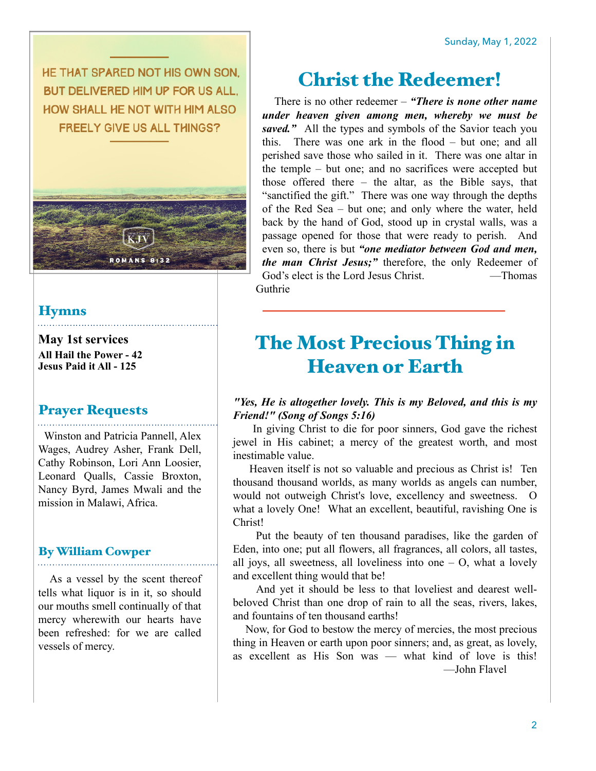HE THAT SPARED NOT HIS OWN SON, BUT DELIVERED HIM UP FOR US ALL, HOW SHALL HE NOT WITH HIM ALSO FREELY GIVE US ALL THINGS?

ROMANS 8:32

## Hymns

**May 1st services**
**All Hail the Power - 42**
**Jesus Paid it All - 125**

## Prayer Requests

Winston and Patricia Pannell, Alex Wages, Audrey Asher, Frank Dell, Cathy Robinson, Lori Ann Loosier, Leonard Qualls, Cassie Broxton, Nancy Byrd, James Mwali and the mission in Malawi, Africa.

## By William Cowper

As a vessel by the scent thereof tells what liquor is in it, so should our mouths smell continually of that mercy wherewith our hearts have been refreshed: for we are called vessels of mercy.

Sunday, May 1, 2022

# Christ the Redeemer!

There is no other redeemer – ***"There is none other name under heaven given among men, whereby we must be saved."*** All the types and symbols of the Savior teach you this. There was one ark in the flood – but one; and all perished save those who sailed in it. There was one altar in the temple – but one; and no sacrifices were accepted but those offered there – the altar, as the Bible says, that "sanctified the gift." There was one way through the depths of the Red Sea – but one; and only where the water, held back by the hand of God, stood up in crystal walls, was a passage opened for those that were ready to perish. And even so, there is but ***"one mediator between God and men, the man Christ Jesus;"*** therefore, the only Redeemer of God's elect is the Lord Jesus Christ. —Thomas Guthrie

# The Most Precious Thing in Heaven or Earth

***"Yes, He is altogether lovely. This is my Beloved, and this is my Friend!" (Song of Songs 5:16)***

In giving Christ to die for poor sinners, God gave the richest jewel in His cabinet; a mercy of the greatest worth, and most inestimable value.

Heaven itself is not so valuable and precious as Christ is! Ten thousand thousand worlds, as many worlds as angels can number, would not outweigh Christ's love, excellency and sweetness. O what a lovely One! What an excellent, beautiful, ravishing One is Christ!

Put the beauty of ten thousand paradises, like the garden of Eden, into one; put all flowers, all fragrances, all colors, all tastes, all joys, all sweetness, all loveliness into one – O, what a lovely and excellent thing would that be!

And yet it should be less to that loveliest and dearest well-beloved Christ than one drop of rain to all the seas, rivers, lakes, and fountains of ten thousand earths!

Now, for God to bestow the mercy of mercies, the most precious thing in Heaven or earth upon poor sinners; and, as great, as lovely, as excellent as His Son was — what kind of love is this! —John Flavel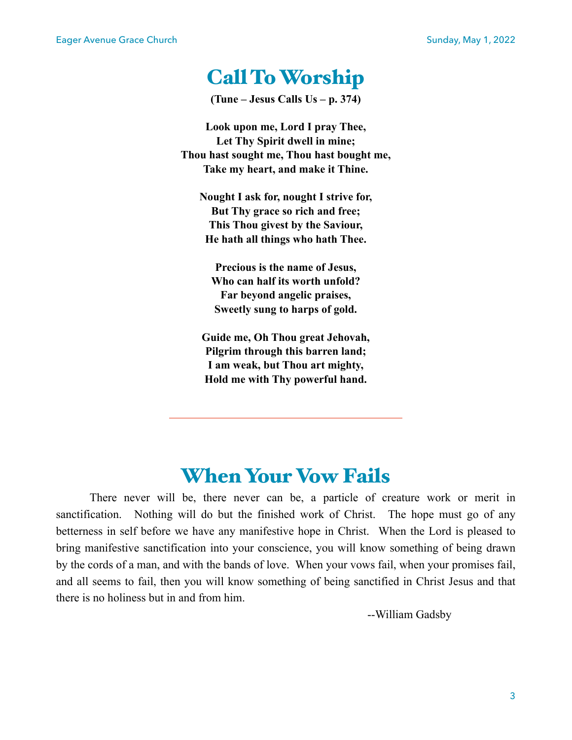# Call To Worship

**(Tune – Jesus Calls Us – p. 374)**

**Look upon me, Lord I pray Thee,**
**Let Thy Spirit dwell in mine;**
**Thou hast sought me, Thou hast bought me,**
**Take my heart, and make it Thine.**

**Nought I ask for, nought I strive for,**
**But Thy grace so rich and free;**
**This Thou givest by the Saviour,**
**He hath all things who hath Thee.**

**Precious is the name of Jesus,**
**Who can half its worth unfold?**
**Far beyond angelic praises,**
**Sweetly sung to harps of gold.**

**Guide me, Oh Thou great Jehovah,**
**Pilgrim through this barren land;**
**I am weak, but Thou art mighty,**
**Hold me with Thy powerful hand.**

---

# When Your Vow Fails

There never will be, there never can be, a particle of creature work or merit in sanctification. Nothing will do but the finished work of Christ. The hope must go of any betterness in self before we have any manifestive hope in Christ. When the Lord is pleased to bring manifestive sanctification into your conscience, you will know something of being drawn by the cords of a man, and with the bands of love. When your vows fail, when your promises fail, and all seems to fail, then you will know something of being sanctified in Christ Jesus and that there is no holiness but in and from him.

--William Gadsby